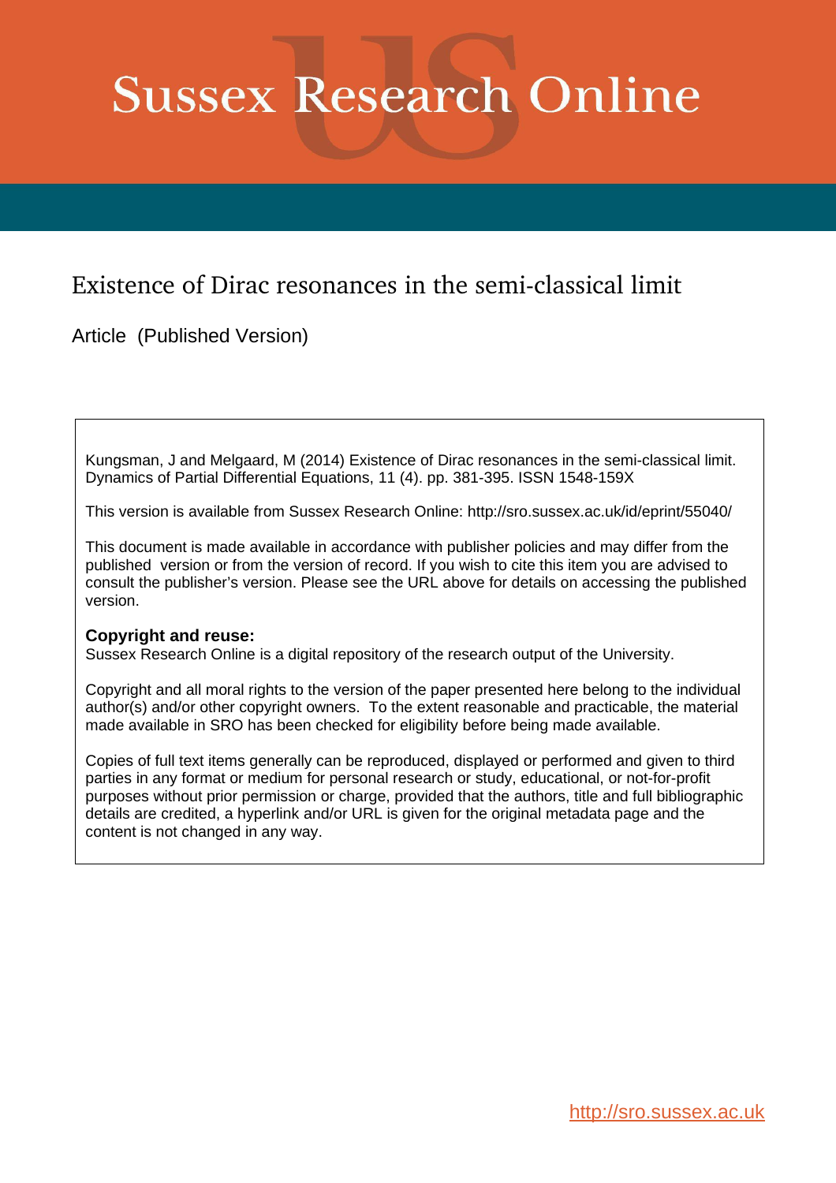# Sussex Research Online

## Existence of Dirac resonances in the semi-classical limit

Article (Published Version)

Kungsman, J and Melgaard, M (2014) Existence of Dirac resonances in the semi-classical limit. Dynamics of Partial Differential Equations, 11 (4). pp. 381-395. ISSN 1548-159X

This version is available from Sussex Research Online: http://sro.sussex.ac.uk/id/eprint/55040/

This document is made available in accordance with publisher policies and may differ from the published version or from the version of record. If you wish to cite this item you are advised to consult the publisher's version. Please see the URL above for details on accessing the published version.

**Copyright and reuse:**
Sussex Research Online is a digital repository of the research output of the University.

Copyright and all moral rights to the version of the paper presented here belong to the individual author(s) and/or other copyright owners. To the extent reasonable and practicable, the material made available in SRO has been checked for eligibility before being made available.

Copies of full text items generally can be reproduced, displayed or performed and given to third parties in any format or medium for personal research or study, educational, or not-for-profit purposes without prior permission or charge, provided that the authors, title and full bibliographic details are credited, a hyperlink and/or URL is given for the original metadata page and the content is not changed in any way.

http://sro.sussex.ac.uk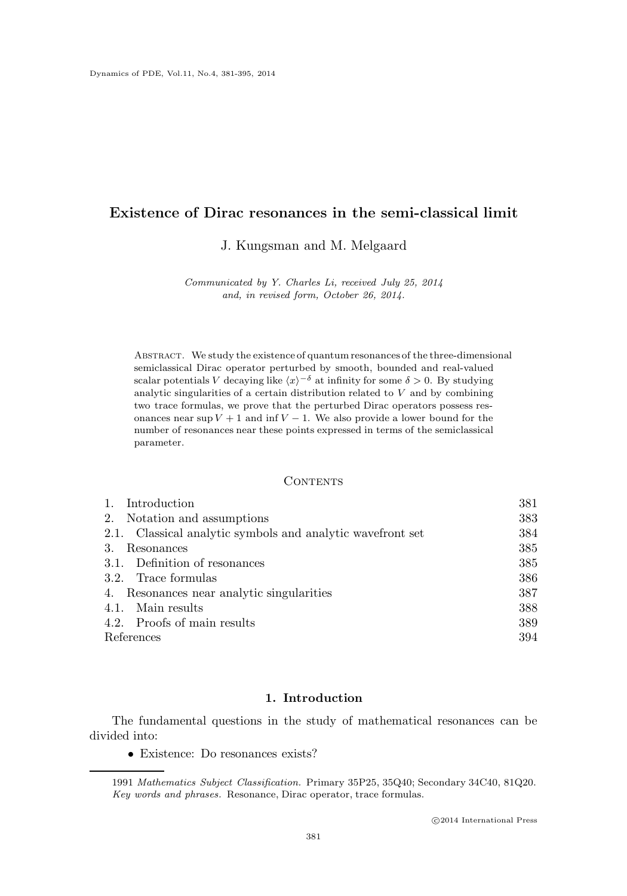# Existence of Dirac resonances in the semi-classical limit

J. Kungsman and M. Melgaard

*Communicated by Y. Charles Li, received July 25, 2014 and, in revised form, October 26, 2014.*

Abstract. We study the existence of quantum resonances of the three-dimensional semiclassical Dirac operator perturbed by smooth, bounded and real-valued scalar potentials $V$ decaying like $\langle x\rangle^{-\delta}$ at infinity for some $\delta > 0$. By studying analytic singularities of a certain distribution related to $V$ and by combining two trace formulas, we prove that the perturbed Dirac operators possess resonances near $\sup V + 1$ and $\inf V - 1$. We also provide a lower bound for the number of resonances near these points expressed in terms of the semiclassical parameter.

## Contents

| | |
|---|---|
| 1. Introduction | 381 |
| 2. Notation and assumptions | 383 |
| 2.1. Classical analytic symbols and analytic wavefront set | 384 |
| 3. Resonances | 385 |
| 3.1. Definition of resonances | 385 |
| 3.2. Trace formulas | 386 |
| 4. Resonances near analytic singularities | 387 |
| 4.1. Main results | 388 |
| 4.2. Proofs of main results | 389 |
| References | 394 |

## 1. Introduction

The fundamental questions in the study of mathematical resonances can be divided into:

- Existence: Do resonances exists?

1991 *Mathematics Subject Classification.* Primary 35P25, 35Q40; Secondary 34C40, 81Q20.
*Key words and phrases.* Resonance, Dirac operator, trace formulas.

©2014 International Press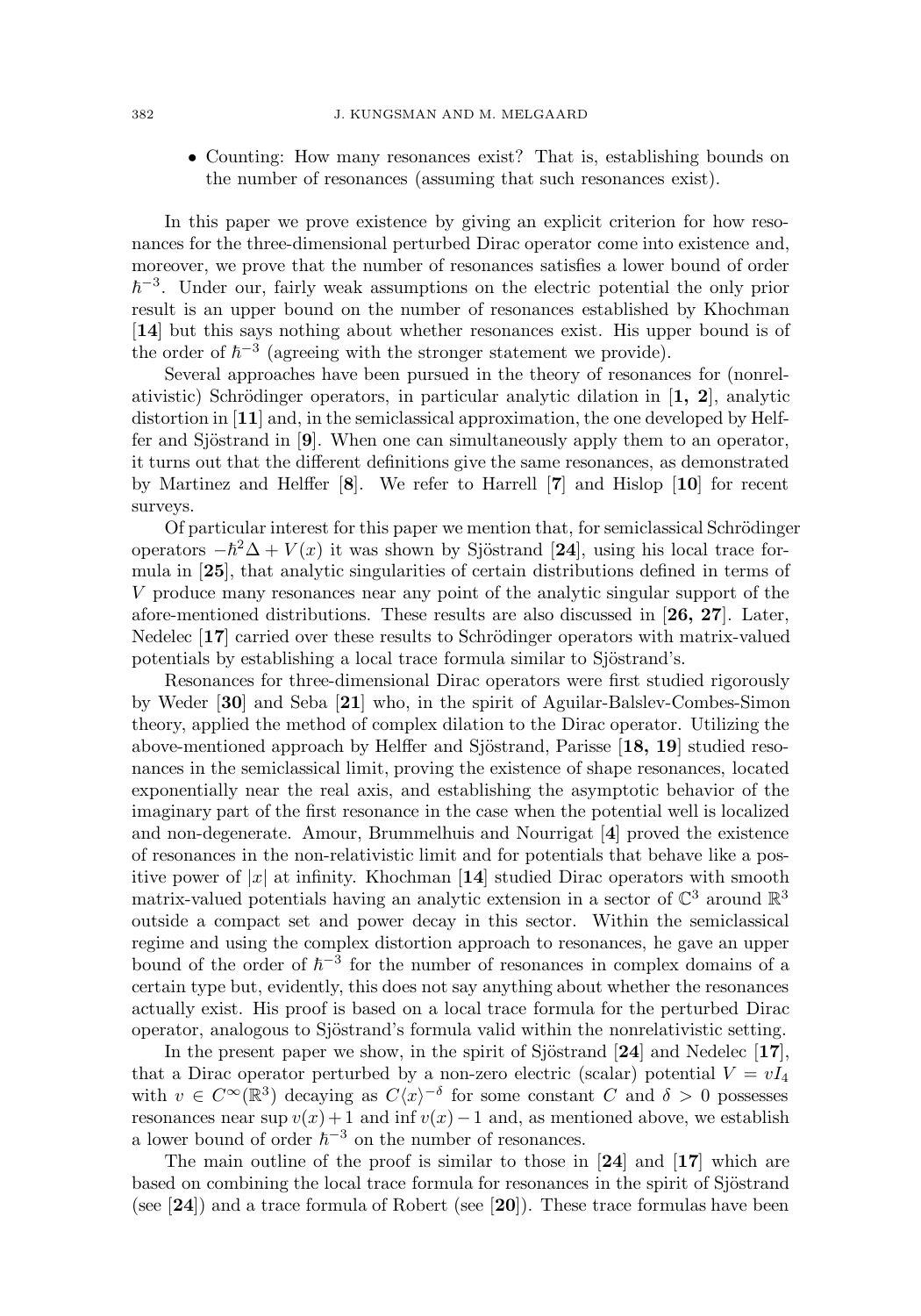- Counting: How many resonances exist? That is, establishing bounds on the number of resonances (assuming that such resonances exist).

In this paper we prove existence by giving an explicit criterion for how resonances for the three-dimensional perturbed Dirac operator come into existence and, moreover, we prove that the number of resonances satisfies a lower bound of order $\hbar^{-3}$. Under our, fairly weak assumptions on the electric potential the only prior result is an upper bound on the number of resonances established by Khochman [**14**] but this says nothing about whether resonances exist. His upper bound is of the order of $\hbar^{-3}$ (agreeing with the stronger statement we provide).

Several approaches have been pursued in the theory of resonances for (nonrelativistic) Schrödinger operators, in particular analytic dilation in [**1, 2**], analytic distortion in [**11**] and, in the semiclassical approximation, the one developed by Helffer and Sjöstrand in [**9**]. When one can simultaneously apply them to an operator, it turns out that the different definitions give the same resonances, as demonstrated by Martinez and Helffer [**8**]. We refer to Harrell [**7**] and Hislop [**10**] for recent surveys.

Of particular interest for this paper we mention that, for semiclassical Schrödinger operators $-\hbar^2\Delta + V(x)$ it was shown by Sjöstrand [**24**], using his local trace formula in [**25**], that analytic singularities of certain distributions defined in terms of $V$ produce many resonances near any point of the analytic singular support of the afore-mentioned distributions. These results are also discussed in [**26, 27**]. Later, Nedelec [**17**] carried over these results to Schrödinger operators with matrix-valued potentials by establishing a local trace formula similar to Sjöstrand's.

Resonances for three-dimensional Dirac operators were first studied rigorously by Weder [**30**] and Seba [**21**] who, in the spirit of Aguilar-Balslev-Combes-Simon theory, applied the method of complex dilation to the Dirac operator. Utilizing the above-mentioned approach by Helffer and Sjöstrand, Parisse [**18, 19**] studied resonances in the semiclassical limit, proving the existence of shape resonances, located exponentially near the real axis, and establishing the asymptotic behavior of the imaginary part of the first resonance in the case when the potential well is localized and non-degenerate. Amour, Brummelhuis and Nourrigat [**4**] proved the existence of resonances in the non-relativistic limit and for potentials that behave like a positive power of $|x|$ at infinity. Khochman [**14**] studied Dirac operators with smooth matrix-valued potentials having an analytic extension in a sector of $\mathbb{C}^3$ around $\mathbb{R}^3$ outside a compact set and power decay in this sector. Within the semiclassical regime and using the complex distortion approach to resonances, he gave an upper bound of the order of $\hbar^{-3}$ for the number of resonances in complex domains of a certain type but, evidently, this does not say anything about whether the resonances actually exist. His proof is based on a local trace formula for the perturbed Dirac operator, analogous to Sjöstrand's formula valid within the nonrelativistic setting.

In the present paper we show, in the spirit of Sjöstrand [**24**] and Nedelec [**17**], that a Dirac operator perturbed by a non-zero electric (scalar) potential $V = vI_4$ with $v \in C^\infty(\mathbb{R}^3)$ decaying as $C\langle x\rangle^{-\delta}$ for some constant $C$ and $\delta > 0$ possesses resonances near $\sup v(x) + 1$ and $\inf v(x) - 1$ and, as mentioned above, we establish a lower bound of order $\hbar^{-3}$ on the number of resonances.

The main outline of the proof is similar to those in [**24**] and [**17**] which are based on combining the local trace formula for resonances in the spirit of Sjöstrand (see [**24**]) and a trace formula of Robert (see [**20**]). These trace formulas have been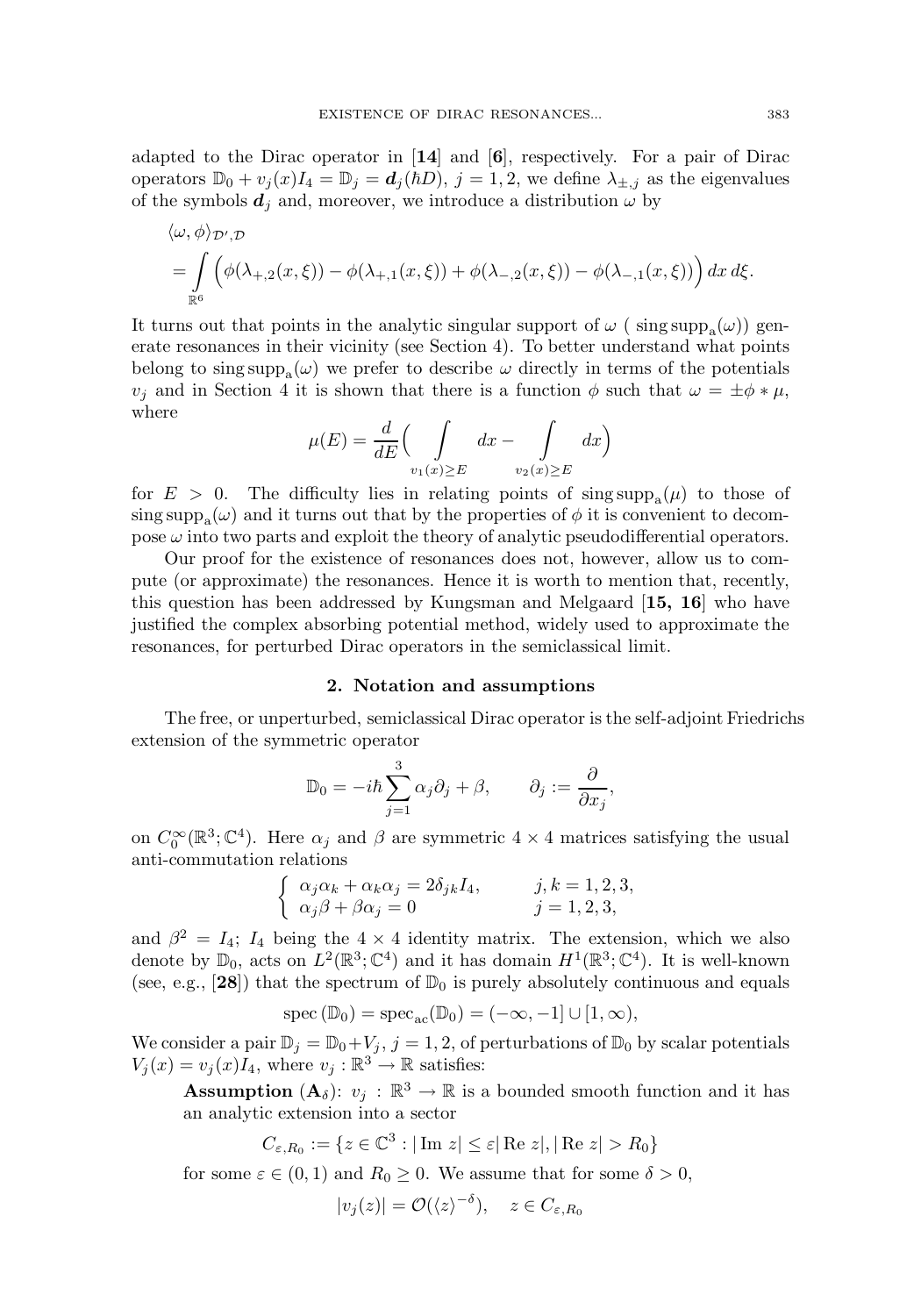adapted to the Dirac operator in [**14**] and [**6**], respectively. For a pair of Dirac operators $\mathbb{D}_0 + v_j(x)I_4 = \mathbb{D}_j = \boldsymbol{d}_j(\hbar D)$, $j = 1, 2$, we define $\lambda_{\pm,j}$ as the eigenvalues of the symbols $\boldsymbol{d}_j$ and, moreover, we introduce a distribution $\omega$ by

$$
\begin{aligned}
&\langle \omega, \phi \rangle_{\mathcal{D}',\mathcal{D}} \\
&= \int\limits_{\mathbb{R}^6} \Big( \phi(\lambda_{+,2}(x,\xi)) - \phi(\lambda_{+,1}(x,\xi)) + \phi(\lambda_{-,2}(x,\xi)) - \phi(\lambda_{-,1}(x,\xi)) \Big)\, dx\, d\xi.
\end{aligned}
$$

It turns out that points in the analytic singular support of $\omega$ ( $\operatorname{sing\,supp_a}(\omega)$) generate resonances in their vicinity (see Section 4). To better understand what points belong to $\operatorname{sing\,supp_a}(\omega)$ we prefer to describe $\omega$ directly in terms of the potentials $v_j$ and in Section 4 it is shown that there is a function $\phi$ such that $\omega = \pm \phi * \mu$, where

$$
\mu(E) = \frac{d}{dE}\Big( \int\limits_{v_1(x) \geq E} dx - \int\limits_{v_2(x)\geq E} dx \Big)
$$

for $E > 0$. The difficulty lies in relating points of $\operatorname{sing\,supp_a}(\mu)$ to those of $\operatorname{sing\,supp_a}(\omega)$ and it turns out that by the properties of $\phi$ it is convenient to decompose $\omega$ into two parts and exploit the theory of analytic pseudodifferential operators.

Our proof for the existence of resonances does not, however, allow us to compute (or approximate) the resonances. Hence it is worth to mention that, recently, this question has been addressed by Kungsman and Melgaard [**15, 16**] who have justified the complex absorbing potential method, widely used to approximate the resonances, for perturbed Dirac operators in the semiclassical limit.

## 2. Notation and assumptions

The free, or unperturbed, semiclassical Dirac operator is the self-adjoint Friedrichs extension of the symmetric operator

$$
\mathbb{D}_0 = -i\hbar \sum_{j=1}^{3} \alpha_j \partial_j + \beta, \qquad \partial_j := \frac{\partial}{\partial x_j},
$$

on $C_0^\infty(\mathbb{R}^3; \mathbb{C}^4)$. Here $\alpha_j$ and $\beta$ are symmetric $4 \times 4$ matrices satisfying the usual anti-commutation relations

$$
\begin{cases} \alpha_j \alpha_k + \alpha_k \alpha_j = 2\delta_{jk} I_4, & j, k = 1, 2, 3, \\ \alpha_j \beta + \beta \alpha_j = 0 & j = 1, 2, 3, \end{cases}
$$

and $\beta^2 = I_4$; $I_4$ being the $4 \times 4$ identity matrix. The extension, which we also denote by $\mathbb{D}_0$, acts on $L^2(\mathbb{R}^3; \mathbb{C}^4)$ and it has domain $H^1(\mathbb{R}^3; \mathbb{C}^4)$. It is well-known (see, e.g., [**28**]) that the spectrum of $\mathbb{D}_0$ is purely absolutely continuous and equals

$$
\operatorname{spec}(\mathbb{D}_0) = \operatorname{spec}_{\mathrm{ac}}(\mathbb{D}_0) = (-\infty, -1] \cup [1, \infty),
$$

We consider a pair $\mathbb{D}_j = \mathbb{D}_0 + V_j$, $j = 1, 2$, of perturbations of $\mathbb{D}_0$ by scalar potentials $V_j(x) = v_j(x) I_4$, where $v_j : \mathbb{R}^3 \to \mathbb{R}$ satisfies:

**Assumption** $(\mathbf{A}_\delta)$: $v_j : \mathbb{R}^3 \to \mathbb{R}$ is a bounded smooth function and it has an analytic extension into a sector

$$
C_{\varepsilon, R_0} := \{ z \in \mathbb{C}^3 : |\operatorname{Im} z| \leq \varepsilon |\operatorname{Re} z|, |\operatorname{Re} z| > R_0 \}
$$

for some $\varepsilon \in (0, 1)$ and $R_0 \geq 0$. We assume that for some $\delta > 0$,

$$
|v_j(z)| = \mathcal{O}(\langle z \rangle^{-\delta}), \quad z \in C_{\varepsilon, R_0}
$$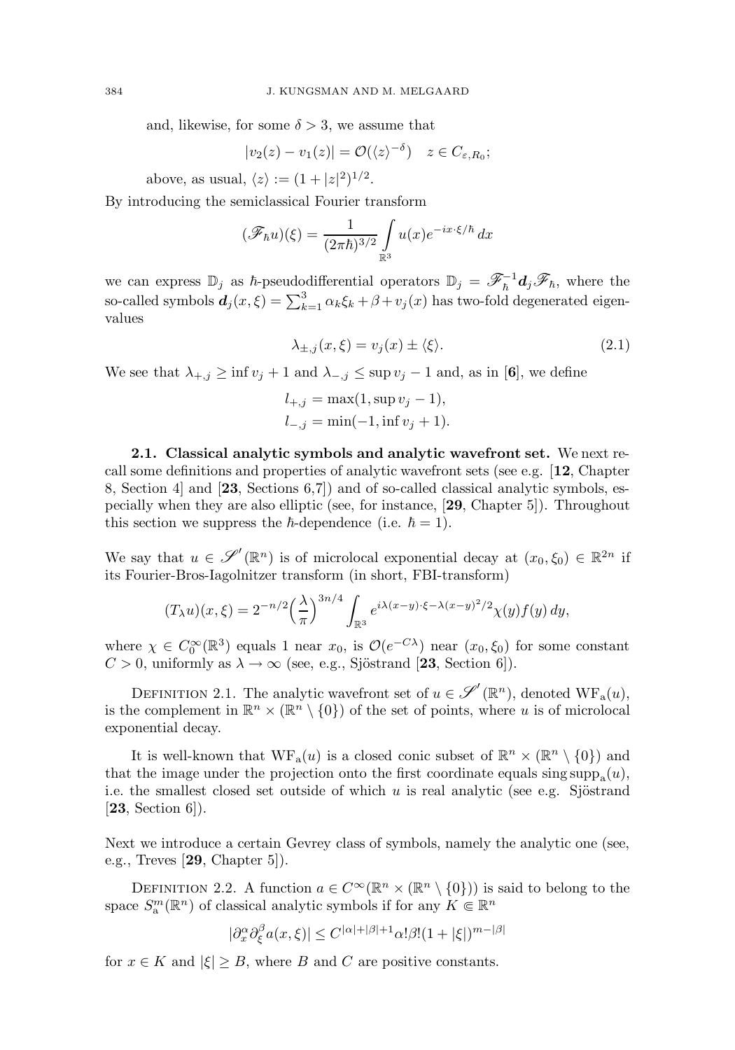and, likewise, for some $\delta > 3$, we assume that

$$|v_2(z) - v_1(z)| = \mathcal{O}(\langle z \rangle^{-\delta}) \quad z \in C_{\varepsilon,R_0};$$

above, as usual, $\langle z \rangle := (1 + |z|^2)^{1/2}$.

By introducing the semiclassical Fourier transform

$$(\mathscr{F}_\hbar u)(\xi) = \frac{1}{(2\pi\hbar)^{3/2}} \int_{\mathbb{R}^3} u(x) e^{-ix\cdot\xi/\hbar}\, dx$$

we can express $\mathbb{D}_j$ as $\hbar$-pseudodifferential operators $\mathbb{D}_j = \mathscr{F}_\hbar^{-1} \boldsymbol{d}_j \mathscr{F}_\hbar$, where the so-called symbols $\boldsymbol{d}_j(x,\xi) = \sum_{k=1}^3 \alpha_k \xi_k + \beta + v_j(x)$ has two-fold degenerated eigenvalues

$$\lambda_{\pm,j}(x,\xi) = v_j(x) \pm \langle \xi \rangle. \tag{2.1}$$

We see that $\lambda_{+,j} \geq \inf v_j + 1$ and $\lambda_{-,j} \leq \sup v_j - 1$ and, as in [6], we define

$$l_{+,j} = \max(1, \sup v_j - 1),$$
$$l_{-,j} = \min(-1, \inf v_j + 1).$$

**2.1. Classical analytic symbols and analytic wavefront set.** We next recall some definitions and properties of analytic wavefront sets (see e.g. [12, Chapter 8, Section 4] and [23, Sections 6,7]) and of so-called classical analytic symbols, especially when they are also elliptic (see, for instance, [29, Chapter 5]). Throughout this section we suppress the $\hbar$-dependence (i.e. $\hbar = 1$).

We say that $u \in \mathscr{S}'(\mathbb{R}^n)$ is of microlocal exponential decay at $(x_0, \xi_0) \in \mathbb{R}^{2n}$ if its Fourier-Bros-Iagolnitzer transform (in short, FBI-transform)

$$(T_\lambda u)(x,\xi) = 2^{-n/2}\Big(\frac{\lambda}{\pi}\Big)^{3n/4} \int_{\mathbb{R}^3} e^{i\lambda(x-y)\cdot\xi - \lambda(x-y)^2/2} \chi(y) f(y)\, dy,$$

where $\chi \in C_0^\infty(\mathbb{R}^3)$ equals 1 near $x_0$, is $\mathcal{O}(e^{-C\lambda})$ near $(x_0,\xi_0)$ for some constant $C > 0$, uniformly as $\lambda \to \infty$ (see, e.g., Sjöstrand [23, Section 6]).

Definition 2.1. The analytic wavefront set of $u \in \mathscr{S}'(\mathbb{R}^n)$, denoted $\mathrm{WF}_\mathrm{a}(u)$, is the complement in $\mathbb{R}^n \times (\mathbb{R}^n \setminus \{0\})$ of the set of points, where $u$ is of microlocal exponential decay.

It is well-known that $\mathrm{WF}_\mathrm{a}(u)$ is a closed conic subset of $\mathbb{R}^n \times (\mathbb{R}^n \setminus \{0\})$ and that the image under the projection onto the first coordinate equals $\operatorname{sing\,supp}_\mathrm{a}(u)$, i.e. the smallest closed set outside of which $u$ is real analytic (see e.g. Sjöstrand [23, Section 6]).

Next we introduce a certain Gevrey class of symbols, namely the analytic one (see, e.g., Treves [29, Chapter 5]).

Definition 2.2. A function $a \in C^\infty(\mathbb{R}^n \times (\mathbb{R}^n \setminus \{0\}))$ is said to belong to the space $S_\mathrm{a}^m(\mathbb{R}^n)$ of classical analytic symbols if for any $K \Subset \mathbb{R}^n$

$$|\partial_x^\alpha \partial_\xi^\beta a(x,\xi)| \leq C^{|\alpha|+|\beta|+1} \alpha! \beta! (1 + |\xi|)^{m-|\beta|}$$

for $x \in K$ and $|\xi| \geq B$, where $B$ and $C$ are positive constants.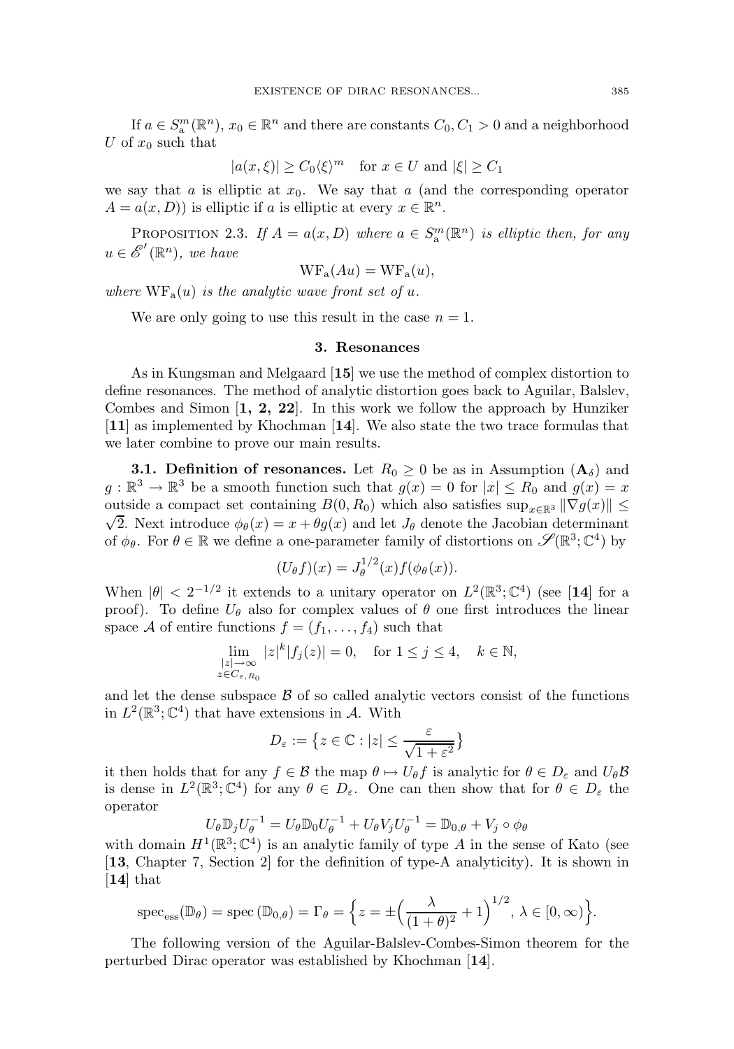If $a \in S^m_{\mathrm{a}}(\mathbb{R}^n)$, $x_0 \in \mathbb{R}^n$ and there are constants $C_0, C_1 > 0$ and a neighborhood $U$ of $x_0$ such that

$$|a(x,\xi)| \geq C_0 \langle \xi \rangle^m \quad \text{for } x \in U \text{ and } |\xi| \geq C_1$$

we say that $a$ is elliptic at $x_0$. We say that $a$ (and the corresponding operator $A = a(x, D)$) is elliptic if $a$ is elliptic at every $x \in \mathbb{R}^n$.

PROPOSITION 2.3. *If $A = a(x, D)$ where $a \in S^m_{\mathrm{a}}(\mathbb{R}^n)$ is elliptic then, for any $u \in \mathscr{E}'(\mathbb{R}^n)$, we have*

$$\mathrm{WF}_{\mathrm{a}}(Au) = \mathrm{WF}_{\mathrm{a}}(u),$$

*where $\mathrm{WF}_{\mathrm{a}}(u)$ is the analytic wave front set of $u$.*

We are only going to use this result in the case $n = 1$.

## 3. Resonances

As in Kungsman and Melgaard [**15**] we use the method of complex distortion to define resonances. The method of analytic distortion goes back to Aguilar, Balslev, Combes and Simon [**1, 2, 22**]. In this work we follow the approach by Hunziker [**11**] as implemented by Khochman [**14**]. We also state the two trace formulas that we later combine to prove our main results.

**3.1. Definition of resonances.** Let $R_0 \geq 0$ be as in Assumption ($\mathbf{A}_\delta$) and $g : \mathbb{R}^3 \to \mathbb{R}^3$ be a smooth function such that $g(x) = 0$ for $|x| \leq R_0$ and $g(x) = x$ outside a compact set containing $B(0, R_0)$ which also satisfies $\sup_{x \in \mathbb{R}^3} \|\nabla g(x)\| \leq \sqrt{2}$. Next introduce $\phi_\theta(x) = x + \theta g(x)$ and let $J_\theta$ denote the Jacobian determinant of $\phi_\theta$. For $\theta \in \mathbb{R}$ we define a one-parameter family of distortions on $\mathscr{S}(\mathbb{R}^3; \mathbb{C}^4)$ by

$$(U_\theta f)(x) = J_\theta^{1/2}(x) f(\phi_\theta(x)).$$

When $|\theta| < 2^{-1/2}$ it extends to a unitary operator on $L^2(\mathbb{R}^3; \mathbb{C}^4)$ (see [**14**] for a proof). To define $U_\theta$ also for complex values of $\theta$ one first introduces the linear space $\mathcal{A}$ of entire functions $f = (f_1, \ldots, f_4)$ such that

$$\lim_{\substack{|z| \to \infty \\ z \in C_{\varepsilon, R_0}}} |z|^k |f_j(z)| = 0, \quad \text{for } 1 \leq j \leq 4, \quad k \in \mathbb{N},$$

and let the dense subspace $\mathcal{B}$ of so called analytic vectors consist of the functions in $L^2(\mathbb{R}^3; \mathbb{C}^4)$ that have extensions in $\mathcal{A}$. With

$$D_\varepsilon := \left\{ z \in \mathbb{C} : |z| \leq \frac{\varepsilon}{\sqrt{1 + \varepsilon^2}} \right\}$$

it then holds that for any $f \in \mathcal{B}$ the map $\theta \mapsto U_\theta f$ is analytic for $\theta \in D_\varepsilon$ and $U_\theta \mathcal{B}$ is dense in $L^2(\mathbb{R}^3; \mathbb{C}^4)$ for any $\theta \in D_\varepsilon$. One can then show that for $\theta \in D_\varepsilon$ the operator

$$U_\theta \mathbb{D}_j U_\theta^{-1} = U_\theta \mathbb{D}_0 U_\theta^{-1} + U_\theta V_j U_\theta^{-1} = \mathbb{D}_{0,\theta} + V_j \circ \phi_\theta$$

with domain $H^1(\mathbb{R}^3; \mathbb{C}^4)$ is an analytic family of type $A$ in the sense of Kato (see [**13**, Chapter 7, Section 2] for the definition of type-A analyticity). It is shown in [**14**] that

$$\mathrm{spec}_{\mathrm{ess}}(\mathbb{D}_\theta) = \mathrm{spec}\,(\mathbb{D}_{0,\theta}) = \Gamma_\theta = \left\{ z = \pm \Big( \frac{\lambda}{(1+\theta)^2} + 1 \Big)^{1/2},\, \lambda \in [0, \infty) \right\}.$$

The following version of the Aguilar-Balslev-Combes-Simon theorem for the perturbed Dirac operator was established by Khochman [**14**].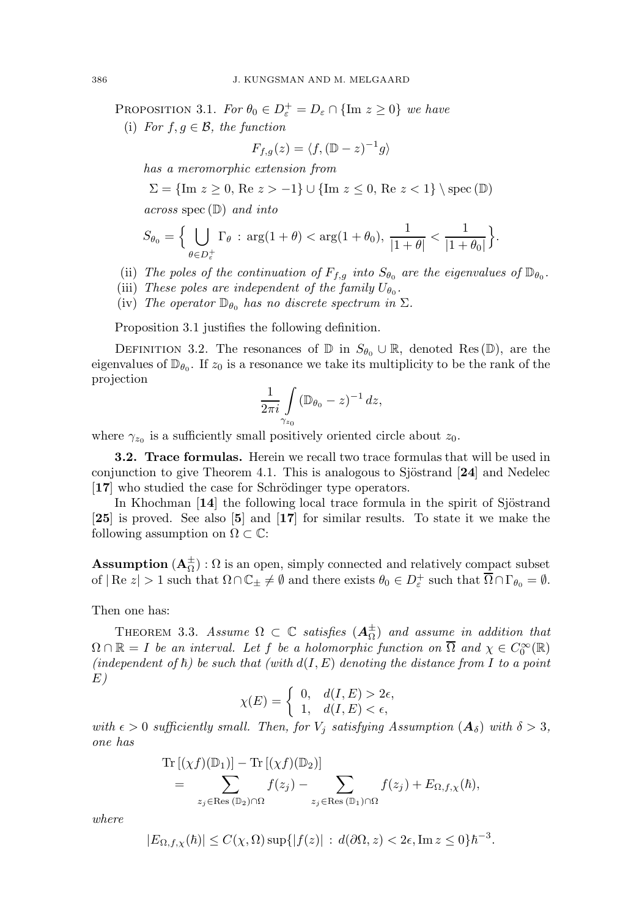Proposition 3.1. *For $\theta_0 \in D_\varepsilon^+ = D_\varepsilon \cap \{\operatorname{Im} z \geq 0\}$ we have*

(i) *For $f, g \in \mathcal{B}$, the function*

$$F_{f,g}(z) = \langle f, (\mathbb{D} - z)^{-1} g \rangle$$

*has a meromorphic extension from*

$$\Sigma = \{\operatorname{Im} z \geq 0,\ \operatorname{Re} z > -1\} \cup \{\operatorname{Im} z \leq 0,\ \operatorname{Re} z < 1\} \setminus \operatorname{spec}(\mathbb{D})$$

*across* $\operatorname{spec}(\mathbb{D})$ *and into*

$$S_{\theta_0} = \Big\{ \bigcup_{\theta \in D_\varepsilon^+} \Gamma_\theta \,:\, \arg(1+\theta) < \arg(1+\theta_0),\ \frac{1}{|1+\theta|} < \frac{1}{|1+\theta_0|} \Big\}.$$

(ii) *The poles of the continuation of $F_{f,g}$ into $S_{\theta_0}$ are the eigenvalues of $\mathbb{D}_{\theta_0}$.*

(iii) *These poles are independent of the family $U_{\theta_0}$.*

(iv) *The operator $\mathbb{D}_{\theta_0}$ has no discrete spectrum in $\Sigma$.*

Proposition 3.1 justifies the following definition.

Definition 3.2. The resonances of $\mathbb{D}$ in $S_{\theta_0} \cup \mathbb{R}$, denoted $\operatorname{Res}(\mathbb{D})$, are the eigenvalues of $\mathbb{D}_{\theta_0}$. If $z_0$ is a resonance we take its multiplicity to be the rank of the projection

$$\frac{1}{2\pi i} \int_{\gamma_{z_0}} (\mathbb{D}_{\theta_0} - z)^{-1}\, dz,$$

where $\gamma_{z_0}$ is a sufficiently small positively oriented circle about $z_0$.

**3.2. Trace formulas.** Herein we recall two trace formulas that will be used in conjunction to give Theorem 4.1. This is analogous to Sjöstrand [**24**] and Nedelec [**17**] who studied the case for Schrödinger type operators.

In Khochman [**14**] the following local trace formula in the spirit of Sjöstrand [**25**] is proved. See also [**5**] and [**17**] for similar results. To state it we make the following assumption on $\Omega \subset \mathbb{C}$:

**Assumption** $(\mathbf{A}_\Omega^\pm)$ : $\Omega$ is an open, simply connected and relatively compact subset of $|\operatorname{Re} z| > 1$ such that $\Omega \cap \mathbb{C}_\pm \neq \emptyset$ and there exists $\theta_0 \in D_\varepsilon^+$ such that $\overline{\Omega} \cap \Gamma_{\theta_0} = \emptyset$.

Then one has:

Theorem 3.3. *Assume $\Omega \subset \mathbb{C}$ satisfies $(\boldsymbol{A}_\Omega^\pm)$ and assume in addition that $\Omega \cap \mathbb{R} = I$ be an interval. Let $f$ be a holomorphic function on $\overline{\Omega}$ and $\chi \in C_0^\infty(\mathbb{R})$ (independent of $\hbar$) be such that (with $d(I, E)$ denoting the distance from $I$ to a point $E$)*

$$\chi(E) = \begin{cases} 0, & d(I,E) > 2\epsilon, \\ 1, & d(I,E) < \epsilon, \end{cases}$$

*with $\epsilon > 0$ sufficiently small. Then, for $V_j$ satisfying Assumption $(\boldsymbol{A}_\delta)$ with $\delta > 3$, one has*

$$\begin{aligned}
&\operatorname{Tr}[(\chi f)(\mathbb{D}_1)] - \operatorname{Tr}[(\chi f)(\mathbb{D}_2)] \\
&\quad = \sum_{z_j \in \operatorname{Res}(\mathbb{D}_2) \cap \Omega} f(z_j) - \sum_{z_j \in \operatorname{Res}(\mathbb{D}_1) \cap \Omega} f(z_j) + E_{\Omega,f,\chi}(\hbar),
\end{aligned}$$

*where*

$$|E_{\Omega,f,\chi}(\hbar)| \leq C(\chi, \Omega) \sup\{|f(z)| \,:\, d(\partial\Omega, z) < 2\epsilon, \operatorname{Im} z \leq 0\} \hbar^{-3}.$$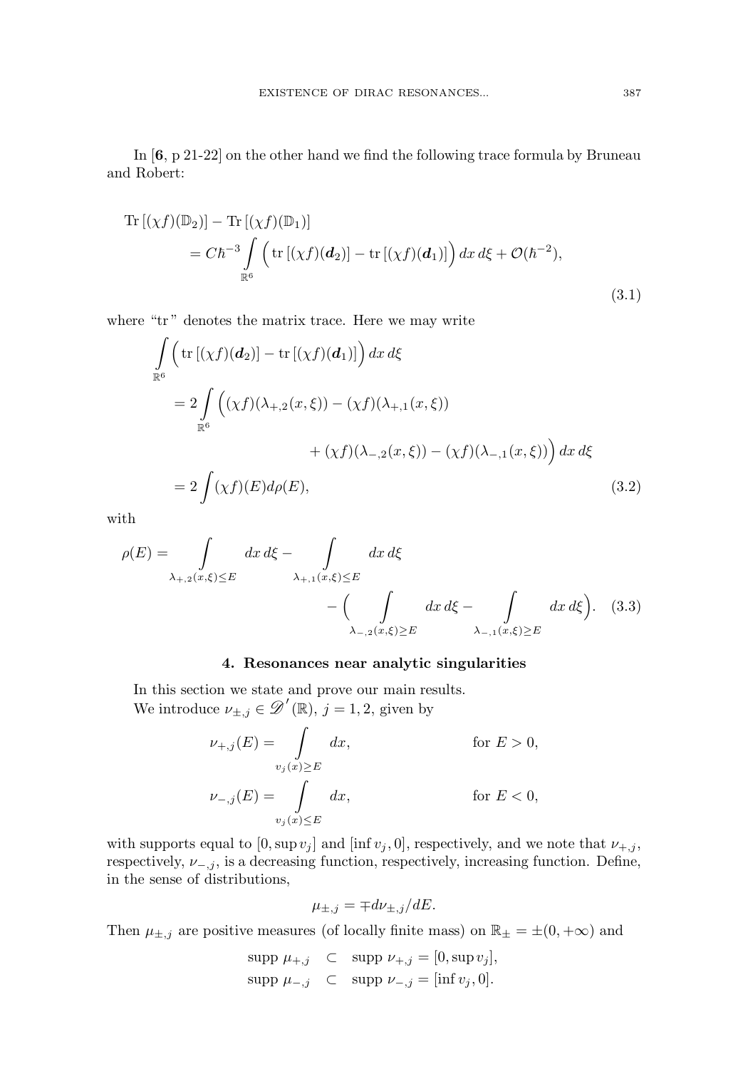In [**6**, p 21-22] on the other hand we find the following trace formula by Bruneau and Robert:

$$
\begin{aligned}
&\operatorname{Tr}\left[(\chi f)(\mathbb{D}_2)\right] - \operatorname{Tr}\left[(\chi f)(\mathbb{D}_1)\right] \\
&\qquad = C\hbar^{-3} \int\limits_{\mathbb{R}^6} \Big( \operatorname{tr}\left[(\chi f)(\boldsymbol{d}_2)\right] - \operatorname{tr}\left[(\chi f)(\boldsymbol{d}_1)\right]\Big)\, dx\, d\xi + \mathcal{O}(\hbar^{-2}),
\end{aligned}
\tag{3.1}
$$

where "tr" denotes the matrix trace. Here we may write

$$
\begin{aligned}
\int\limits_{\mathbb{R}^6} &\Big( \operatorname{tr}\left[(\chi f)(\boldsymbol{d}_2)\right] - \operatorname{tr}\left[(\chi f)(\boldsymbol{d}_1)\right]\Big)\, dx\, d\xi \\
&= 2 \int\limits_{\mathbb{R}^6} \Big( (\chi f)(\lambda_{+,2}(x,\xi)) - (\chi f)(\lambda_{+,1}(x,\xi)) \\
&\qquad\qquad + (\chi f)(\lambda_{-,2}(x,\xi)) - (\chi f)(\lambda_{-,1}(x,\xi)) \Big)\, dx\, d\xi \\
&= 2 \int (\chi f)(E) d\rho(E),
\end{aligned}
\tag{3.2}
$$

with

$$
\begin{aligned}
\rho(E) = \int\limits_{\lambda_{+,2}(x,\xi)\le E} dx\, d\xi - \int\limits_{\lambda_{+,1}(x,\xi)\le E} dx\, d\xi \\
- \Big( \int\limits_{\lambda_{-,2}(x,\xi)\ge E} dx\, d\xi - \int\limits_{\lambda_{-,1}(x,\xi)\ge E} dx\, d\xi \Big).
\end{aligned}
\tag{3.3}
$$

## 4. Resonances near analytic singularities

In this section we state and prove our main results.

We introduce $\nu_{\pm,j} \in \mathscr{D}'(\mathbb{R})$, $j = 1, 2$, given by

$$
\begin{aligned}
\nu_{+,j}(E) &= \int\limits_{v_j(x)\ge E} dx, &&\text{for } E > 0, \\
\nu_{-,j}(E) &= \int\limits_{v_j(x)\le E} dx, &&\text{for } E < 0,
\end{aligned}
$$

with supports equal to $[0, \sup v_j]$ and $[\inf v_j, 0]$, respectively, and we note that $\nu_{+,j}$, respectively, $\nu_{-,j}$, is a decreasing function, respectively, increasing function. Define, in the sense of distributions,

$$
\mu_{\pm,j} = \mp d\nu_{\pm,j}/dE.
$$

Then $\mu_{\pm,j}$ are positive measures (of locally finite mass) on $\mathbb{R}_\pm = \pm(0, +\infty)$ and

$$
\begin{aligned}
\operatorname{supp}\, \mu_{+,j} &\subset \operatorname{supp}\, \nu_{+,j} = [0, \sup v_j], \\
\operatorname{supp}\, \mu_{-,j} &\subset \operatorname{supp}\, \nu_{-,j} = [\inf v_j, 0].
\end{aligned}
$$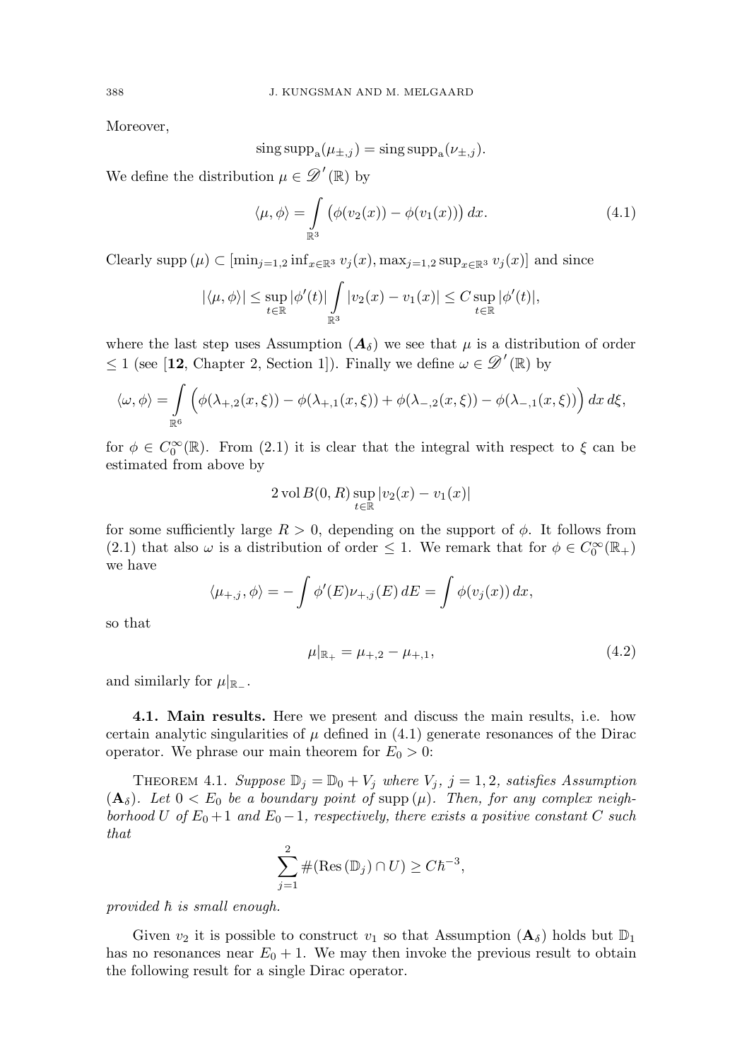Moreover,

$$\operatorname{sing\,supp}_{\mathrm{a}}(\mu_{\pm,j}) = \operatorname{sing\,supp}_{\mathrm{a}}(\nu_{\pm,j}).$$

We define the distribution $\mu \in \mathscr{D}'(\mathbb{R})$ by

$$\langle \mu, \phi \rangle = \int_{\mathbb{R}^3} \big( \phi(v_2(x)) - \phi(v_1(x)) \big)\, dx. \tag{4.1}$$

Clearly $\operatorname{supp}(\mu) \subset [\min_{j=1,2} \inf_{x \in \mathbb{R}^3} v_j(x), \max_{j=1,2} \sup_{x \in \mathbb{R}^3} v_j(x)]$ and since

$$|\langle \mu, \phi \rangle| \leq \sup_{t \in \mathbb{R}} |\phi'(t)| \int_{\mathbb{R}^3} |v_2(x) - v_1(x)| \leq C \sup_{t \in \mathbb{R}} |\phi'(t)|,$$

where the last step uses Assumption ($\boldsymbol{A}_\delta$) we see that $\mu$ is a distribution of order $\leq 1$ (see [**12**, Chapter 2, Section 1]). Finally we define $\omega \in \mathscr{D}'(\mathbb{R})$ by

$$\langle \omega, \phi \rangle = \int_{\mathbb{R}^6} \Big( \phi(\lambda_{+,2}(x,\xi)) - \phi(\lambda_{+,1}(x,\xi)) + \phi(\lambda_{-,2}(x,\xi)) - \phi(\lambda_{-,1}(x,\xi)) \Big)\, dx\, d\xi,$$

for $\phi \in C_0^\infty(\mathbb{R})$. From (2.1) it is clear that the integral with respect to $\xi$ can be estimated from above by

$$2 \operatorname{vol} B(0,R) \sup_{t \in \mathbb{R}} |v_2(x) - v_1(x)|$$

for some sufficiently large $R > 0$, depending on the support of $\phi$. It follows from (2.1) that also $\omega$ is a distribution of order $\leq 1$. We remark that for $\phi \in C_0^\infty(\mathbb{R}_+)$ we have

$$\langle \mu_{+,j}, \phi \rangle = -\int \phi'(E) \nu_{+,j}(E)\, dE = \int \phi(v_j(x))\, dx,$$

so that

$$\mu|_{\mathbb{R}_+} = \mu_{+,2} - \mu_{+,1}, \tag{4.2}$$

and similarly for $\mu|_{\mathbb{R}_-}$.

**4.1. Main results.** Here we present and discuss the main results, i.e. how certain analytic singularities of $\mu$ defined in (4.1) generate resonances of the Dirac operator. We phrase our main theorem for $E_0 > 0$:

THEOREM 4.1. *Suppose $\mathbb{D}_j = \mathbb{D}_0 + V_j$ where $V_j$, $j = 1,2$, satisfies Assumption ($\mathbf{A}_\delta$). Let $0 < E_0$ be a boundary point of $\operatorname{supp}(\mu)$. Then, for any complex neighborhood $U$ of $E_0 + 1$ and $E_0 - 1$, respectively, there exists a positive constant $C$ such that*

$$\sum_{j=1}^{2} \#(\operatorname{Res}(\mathbb{D}_j) \cap U) \geq C \hbar^{-3},$$

*provided $\hbar$ is small enough.*

Given $v_2$ it is possible to construct $v_1$ so that Assumption ($\mathbf{A}_\delta$) holds but $\mathbb{D}_1$ has no resonances near $E_0 + 1$. We may then invoke the previous result to obtain the following result for a single Dirac operator.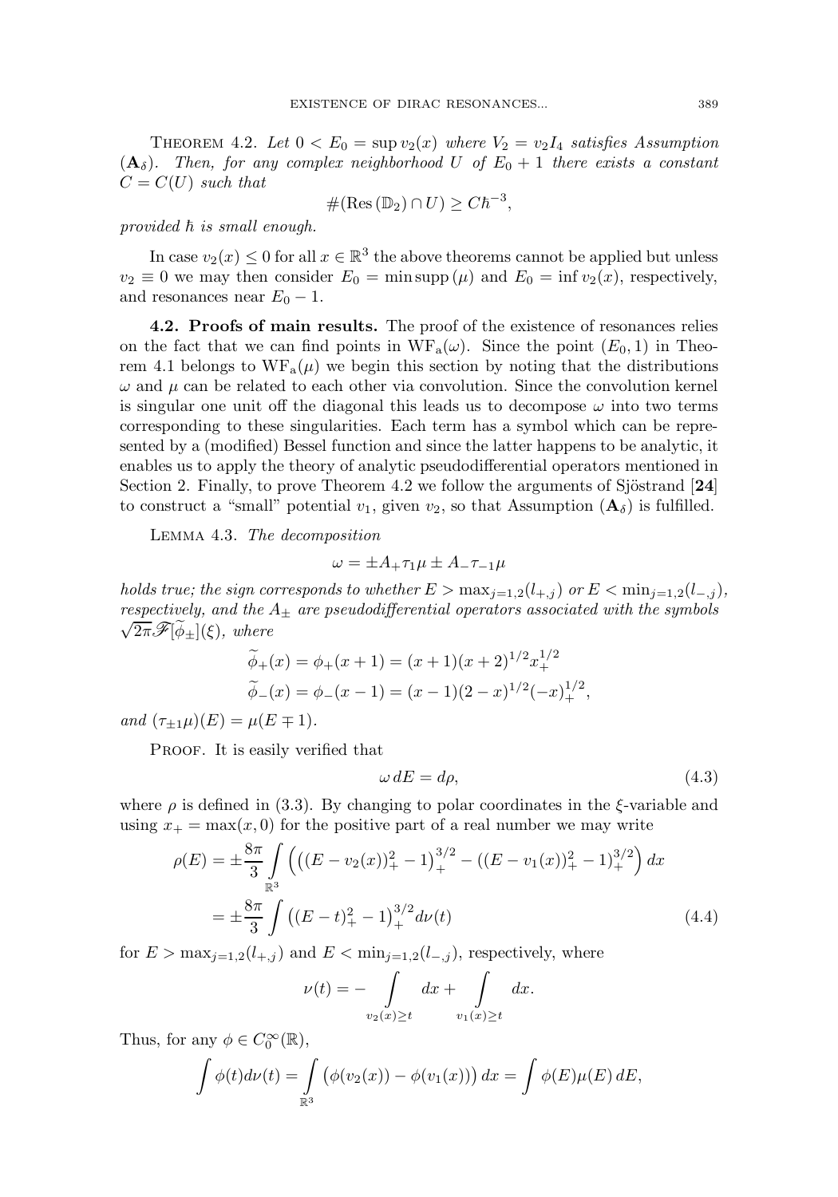THEOREM 4.2. *Let $0 < E_0 = \sup v_2(x)$ where $V_2 = v_2 I_4$ satisfies Assumption $(\mathbf{A}_\delta)$. Then, for any complex neighborhood $U$ of $E_0 + 1$ there exists a constant $C = C(U)$ such that*

$$\#(\mathrm{Res}\,(\mathbb{D}_2) \cap U) \geq C\hbar^{-3},$$

*provided $\hbar$ is small enough.*

In case $v_2(x) \leq 0$ for all $x \in \mathbb{R}^3$ the above theorems cannot be applied but unless $v_2 \equiv 0$ we may then consider $E_0 = \min \mathrm{supp}\,(\mu)$ and $E_0 = \inf v_2(x)$, respectively, and resonances near $E_0 - 1$.

**4.2. Proofs of main results.** The proof of the existence of resonances relies on the fact that we can find points in $\mathrm{WF_a}(\omega)$. Since the point $(E_0, 1)$ in Theorem 4.1 belongs to $\mathrm{WF_a}(\mu)$ we begin this section by noting that the distributions $\omega$ and $\mu$ can be related to each other via convolution. Since the convolution kernel is singular one unit off the diagonal this leads us to decompose $\omega$ into two terms corresponding to these singularities. Each term has a symbol which can be represented by a (modified) Bessel function and since the latter happens to be analytic, it enables us to apply the theory of analytic pseudodifferential operators mentioned in Section 2. Finally, to prove Theorem 4.2 we follow the arguments of Sjöstrand [**24**] to construct a "small" potential $v_1$, given $v_2$, so that Assumption $(\mathbf{A}_\delta)$ is fulfilled.

LEMMA 4.3. *The decomposition*

$$\omega = \pm A_+ \tau_1 \mu \pm A_- \tau_{-1} \mu$$

*holds true; the sign corresponds to whether $E > \max_{j=1,2}(l_{+,j})$ or $E < \min_{j=1,2}(l_{-,j})$, respectively, and the $A_\pm$ are pseudodifferential operators associated with the symbols $\sqrt{2\pi}\mathscr{F}[\widetilde{\phi}_\pm](\xi)$, where*

$$\widetilde{\phi}_+(x) = \phi_+(x+1) = (x+1)(x+2)^{1/2} x_+^{1/2}$$
$$\widetilde{\phi}_-(x) = \phi_-(x-1) = (x-1)(2-x)^{1/2} (-x)_+^{1/2},$$

*and $(\tau_{\pm 1}\mu)(E) = \mu(E \mp 1)$.*

PROOF. It is easily verified that

$$\omega\, dE = d\rho, \tag{4.3}$$

where $\rho$ is defined in (3.3). By changing to polar coordinates in the $\xi$-variable and using $x_+ = \max(x, 0)$ for the positive part of a real number we may write

$$\begin{aligned}
\rho(E) &= \pm\frac{8\pi}{3} \int_{\mathbb{R}^3} \Big( \big((E - v_2(x))_+^2 - 1\big)_+^{3/2} - \big((E - v_1(x))_+^2 - 1\big)_+^{3/2} \Big)\, dx \\
&= \pm\frac{8\pi}{3} \int \big((E - t)_+^2 - 1\big)_+^{3/2} d\nu(t)
\end{aligned} \tag{4.4}$$

for $E > \max_{j=1,2}(l_{+,j})$ and $E < \min_{j=1,2}(l_{-,j})$, respectively, where

$$\nu(t) = -\int_{v_2(x) \geq t} dx + \int_{v_1(x) \geq t} dx.$$

Thus, for any $\phi \in C_0^\infty(\mathbb{R})$,

$$\int \phi(t) d\nu(t) = \int_{\mathbb{R}^3} \big( \phi(v_2(x)) - \phi(v_1(x)) \big)\, dx = \int \phi(E) \mu(E)\, dE,$$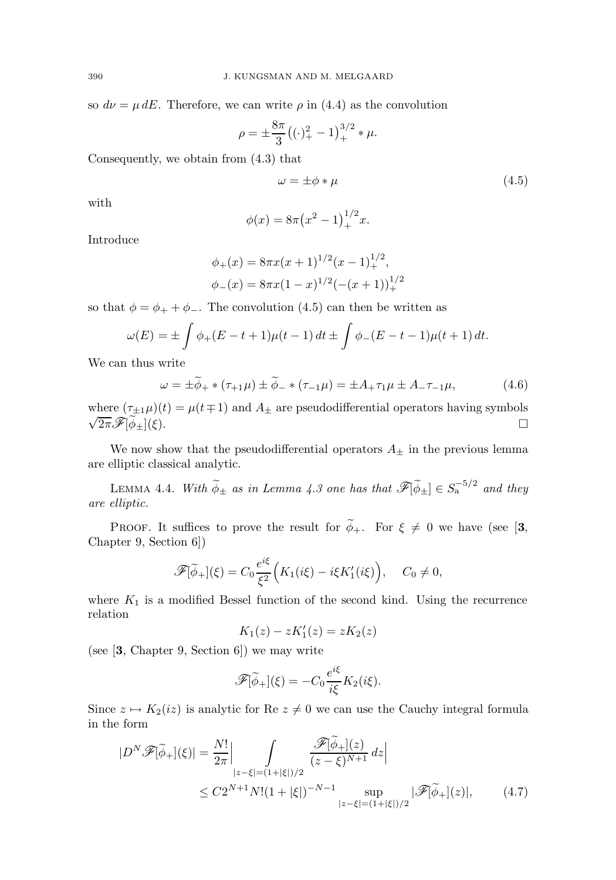so $d\nu = \mu\, dE$. Therefore, we can write $\rho$ in (4.4) as the convolution

$$\rho = \pm\frac{8\pi}{3}\big((\cdot)_+^2 - 1\big)_+^{3/2} * \mu.$$

Consequently, we obtain from (4.3) that

$$\omega = \pm\phi * \mu \tag{4.5}$$

with

$$\phi(x) = 8\pi\big(x^2 - 1\big)_+^{1/2} x.$$

Introduce

$$\phi_+(x) = 8\pi x(x+1)^{1/2}(x-1)_+^{1/2},$$
$$\phi_-(x) = 8\pi x(1-x)^{1/2}(-(x+1))_+^{1/2}$$

so that $\phi = \phi_+ + \phi_-$. The convolution (4.5) can then be written as

$$\omega(E) = \pm\int \phi_+(E - t + 1)\mu(t-1)\, dt \pm \int \phi_-(E - t - 1)\mu(t+1)\, dt.$$

We can thus write

$$\omega = \pm\widetilde{\phi}_+ * (\tau_{+1}\mu) \pm \widetilde{\phi}_- * (\tau_{-1}\mu) = \pm A_+\tau_1\mu \pm A_-\tau_{-1}\mu, \tag{4.6}$$

where $(\tau_{\pm 1}\mu)(t) = \mu(t \mp 1)$ and $A_\pm$ are pseudodifferential operators having symbols $\sqrt{2\pi}\mathscr{F}[\widetilde{\phi}_\pm](\xi)$. $\square$

We now show that the pseudodifferential operators $A_\pm$ in the previous lemma are elliptic classical analytic.

Lemma 4.4. *With $\widetilde{\phi}_\pm$ as in Lemma 4.3 one has that $\mathscr{F}[\widetilde{\phi}_\pm] \in S_{\mathrm{a}}^{-5/2}$ and they are elliptic.*

Proof. It suffices to prove the result for $\widetilde{\phi}_+$. For $\xi \neq 0$ we have (see [**3**, Chapter 9, Section 6])

$$\mathscr{F}[\widetilde{\phi}_+](\xi) = C_0\frac{e^{i\xi}}{\xi^2}\Big(K_1(i\xi) - i\xi K_1'(i\xi)\Big), \quad C_0 \neq 0,$$

where $K_1$ is a modified Bessel function of the second kind. Using the recurrence relation

$$K_1(z) - zK_1'(z) = zK_2(z)$$

(see [**3**, Chapter 9, Section 6]) we may write

$$\mathscr{F}[\widetilde{\phi}_+](\xi) = -C_0\frac{e^{i\xi}}{i\xi}K_2(i\xi).$$

Since $z \mapsto K_2(iz)$ is analytic for $\operatorname{Re} z \neq 0$ we can use the Cauchy integral formula in the form

$$\begin{aligned}|D^N\mathscr{F}[\widetilde{\phi}_+](\xi)| &= \frac{N!}{2\pi}\Big|\int_{|z-\xi|=(1+|\xi|)/2}\frac{\mathscr{F}[\widetilde{\phi}_+](z)}{(z-\xi)^{N+1}}\, dz\Big| \\ &\leq C2^{N+1}N!(1+|\xi|)^{-N-1}\sup_{|z-\xi|=(1+|\xi|)/2}|\mathscr{F}[\widetilde{\phi}_+](z)|,\end{aligned} \tag{4.7}$$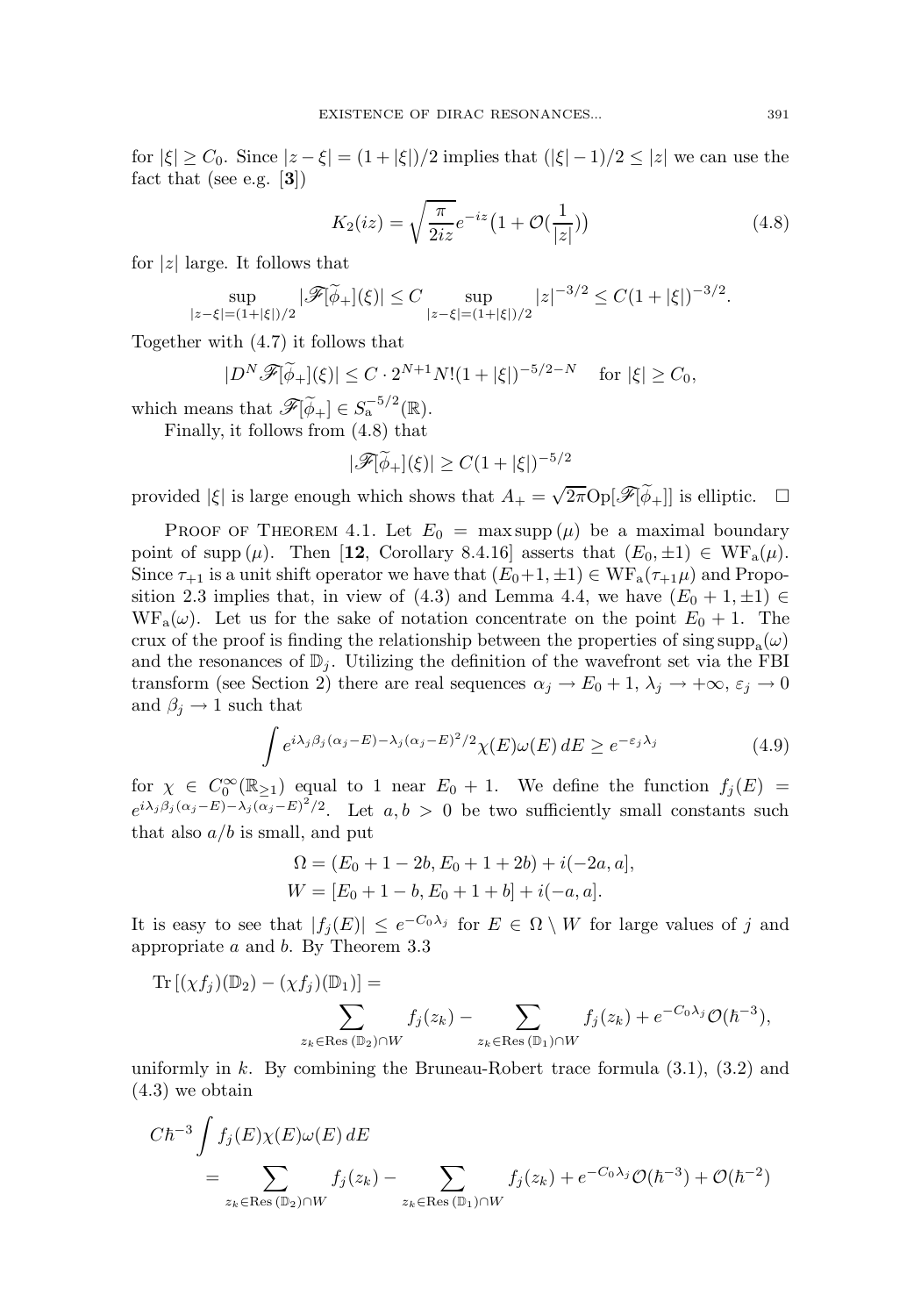for $|\xi| \geq C_0$. Since $|z-\xi| = (1+|\xi|)/2$ implies that $(|\xi|-1)/2 \leq |z|$ we can use the fact that (see e.g. [**3**])

$$K_2(iz) = \sqrt{\frac{\pi}{2iz}} e^{-iz}\big(1 + \mathcal{O}(\frac{1}{|z|})\big) \tag{4.8}$$

for $|z|$ large. It follows that

$$\sup_{|z-\xi|=(1+|\xi|)/2} |\mathscr{F}[\widetilde{\phi}_+](\xi)| \leq C \sup_{|z-\xi|=(1+|\xi|)/2} |z|^{-3/2} \leq C(1+|\xi|)^{-3/2}.$$

Together with (4.7) it follows that

$$|D^N \mathscr{F}[\widetilde{\phi}_+](\xi)| \leq C \cdot 2^{N+1} N! (1+|\xi|)^{-5/2-N} \quad \text{for } |\xi| \geq C_0,$$

which means that $\mathscr{F}[\widetilde{\phi}_+] \in S_{\mathrm{a}}^{-5/2}(\mathbb{R})$.

Finally, it follows from (4.8) that

$$|\mathscr{F}[\widetilde{\phi}_+](\xi)| \geq C(1+|\xi|)^{-5/2}$$

provided $|\xi|$ is large enough which shows that $A_+ = \sqrt{2\pi}\mathrm{Op}[\mathscr{F}[\widetilde{\phi}_+]]$ is elliptic. $\square$

Proof of Theorem 4.1. Let $E_0 = \max \operatorname{supp}(\mu)$ be a maximal boundary point of $\operatorname{supp}(\mu)$. Then [**12**, Corollary 8.4.16] asserts that $(E_0, \pm 1) \in \mathrm{WF}_{\mathrm{a}}(\mu)$. Since $\tau_{+1}$ is a unit shift operator we have that $(E_0+1, \pm 1) \in \mathrm{WF}_{\mathrm{a}}(\tau_{+1}\mu)$ and Proposition 2.3 implies that, in view of (4.3) and Lemma 4.4, we have $(E_0+1, \pm 1) \in \mathrm{WF}_{\mathrm{a}}(\omega)$. Let us for the sake of notation concentrate on the point $E_0 + 1$. The crux of the proof is finding the relationship between the properties of $\operatorname{sing\,supp}_{\mathrm{a}}(\omega)$ and the resonances of $\mathbb{D}_j$. Utilizing the definition of the wavefront set via the FBI transform (see Section 2) there are real sequences $\alpha_j \to E_0 + 1$, $\lambda_j \to +\infty$, $\varepsilon_j \to 0$ and $\beta_j \to 1$ such that

$$\int e^{i\lambda_j\beta_j(\alpha_j - E) - \lambda_j(\alpha_j - E)^2/2} \chi(E)\omega(E)\, dE \geq e^{-\varepsilon_j\lambda_j} \tag{4.9}$$

for $\chi \in C_0^\infty(\mathbb{R}_{\geq 1})$ equal to 1 near $E_0 + 1$. We define the function $f_j(E) = e^{i\lambda_j\beta_j(\alpha_j - E) - \lambda_j(\alpha_j - E)^2/2}$. Let $a, b > 0$ be two sufficiently small constants such that also $a/b$ is small, and put

$$\Omega = (E_0 + 1 - 2b, E_0 + 1 + 2b) + i(-2a, a],$$
$$W = [E_0 + 1 - b, E_0 + 1 + b] + i(-a, a].$$

It is easy to see that $|f_j(E)| \leq e^{-C_0\lambda_j}$ for $E \in \Omega \setminus W$ for large values of $j$ and appropriate $a$ and $b$. By Theorem 3.3

$$\operatorname{Tr}\left[(\chi f_j)(\mathbb{D}_2) - (\chi f_j)(\mathbb{D}_1)\right] = \sum_{z_k \in \mathrm{Res}\,(\mathbb{D}_2)\cap W} f_j(z_k) - \sum_{z_k \in \mathrm{Res}\,(\mathbb{D}_1)\cap W} f_j(z_k) + e^{-C_0\lambda_j}\mathcal{O}(\hbar^{-3}),$$

uniformly in $k$. By combining the Bruneau-Robert trace formula (3.1), (3.2) and (4.3) we obtain

$$C\hbar^{-3} \int f_j(E)\chi(E)\omega(E)\, dE = \sum_{z_k \in \mathrm{Res}\,(\mathbb{D}_2)\cap W} f_j(z_k) - \sum_{z_k \in \mathrm{Res}\,(\mathbb{D}_1)\cap W} f_j(z_k) + e^{-C_0\lambda_j}\mathcal{O}(\hbar^{-3}) + \mathcal{O}(\hbar^{-2})$$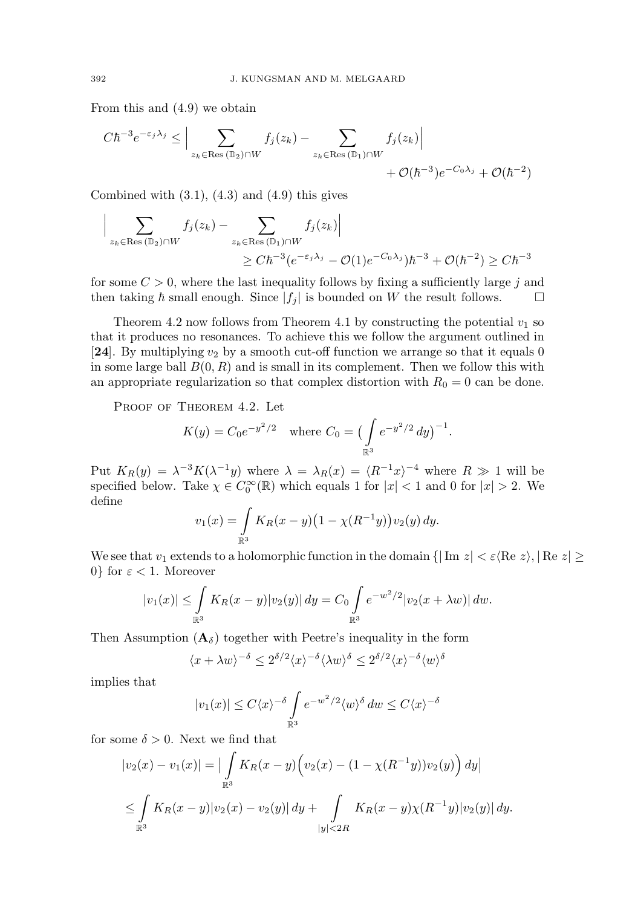From this and (4.9) we obtain

$$C\hbar^{-3}e^{-\varepsilon_j\lambda_j} \le \Big| \sum_{z_k\in \text{Res}\,(\mathbb{D}_2)\cap W} f_j(z_k) - \sum_{z_k\in \text{Res}\,(\mathbb{D}_1)\cap W} f_j(z_k)\Big| + \mathcal{O}(\hbar^{-3})e^{-C_0\lambda_j} + \mathcal{O}(\hbar^{-2})$$

Combined with (3.1), (4.3) and (4.9) this gives

$$\Big| \sum_{z_k\in \text{Res}\,(\mathbb{D}_2)\cap W} f_j(z_k) - \sum_{z_k\in \text{Res}\,(\mathbb{D}_1)\cap W} f_j(z_k)\Big| \ge C\hbar^{-3}(e^{-\varepsilon_j\lambda_j} - \mathcal{O}(1)e^{-C_0\lambda_j})\hbar^{-3} + \mathcal{O}(\hbar^{-2}) \ge C\hbar^{-3}$$

for some $C>0$, where the last inequality follows by fixing a sufficiently large $j$ and then taking $\hbar$ small enough. Since $|f_j|$ is bounded on $W$ the result follows. $\square$

Theorem 4.2 now follows from Theorem 4.1 by constructing the potential $v_1$ so that it produces no resonances. To achieve this we follow the argument outlined in [**24**]. By multiplying $v_2$ by a smooth cut-off function we arrange so that it equals 0 in some large ball $B(0,R)$ and is small in its complement. Then we follow this with an appropriate regularization so that complex distortion with $R_0=0$ can be done.

Proof of Theorem 4.2. Let

$$K(y) = C_0 e^{-y^2/2} \quad \text{where } C_0 = \big(\int_{\mathbb{R}^3} e^{-y^2/2}\,dy\big)^{-1}.$$

Put $K_R(y) = \lambda^{-3}K(\lambda^{-1}y)$ where $\lambda = \lambda_R(x) = \langle R^{-1}x\rangle^{-4}$ where $R\gg 1$ will be specified below. Take $\chi\in C_0^\infty(\mathbb{R})$ which equals 1 for $|x|<1$ and 0 for $|x|>2$. We define

$$v_1(x) = \int_{\mathbb{R}^3} K_R(x-y)\big(1-\chi(R^{-1}y)\big)v_2(y)\,dy.$$

We see that $v_1$ extends to a holomorphic function in the domain $\{|\operatorname{Im} z| < \varepsilon\langle \operatorname{Re} z\rangle, |\operatorname{Re} z|\ge 0\}$ for $\varepsilon<1$. Moreover

$$|v_1(x)| \le \int_{\mathbb{R}^3} K_R(x-y)|v_2(y)|\,dy = C_0\int_{\mathbb{R}^3} e^{-w^2/2}|v_2(x+\lambda w)|\,dw.$$

Then Assumption $(\mathbf{A}_\delta)$ together with Peetre's inequality in the form

$$\langle x+\lambda w\rangle^{-\delta} \le 2^{\delta/2}\langle x\rangle^{-\delta}\langle \lambda w\rangle^{\delta} \le 2^{\delta/2}\langle x\rangle^{-\delta}\langle w\rangle^{\delta}$$

implies that

$$|v_1(x)| \le C\langle x\rangle^{-\delta}\int_{\mathbb{R}^3} e^{-w^2/2}\langle w\rangle^{\delta}\,dw \le C\langle x\rangle^{-\delta}$$

for some $\delta>0$. Next we find that

$$|v_2(x)-v_1(x)| = \Big|\int_{\mathbb{R}^3} K_R(x-y)\Big(v_2(x) - (1-\chi(R^{-1}y))v_2(y)\Big)\,dy\Big|$$

$$\le \int_{\mathbb{R}^3} K_R(x-y)|v_2(x)-v_2(y)|\,dy + \int_{|y|<2R} K_R(x-y)\chi(R^{-1}y)|v_2(y)|\,dy.$$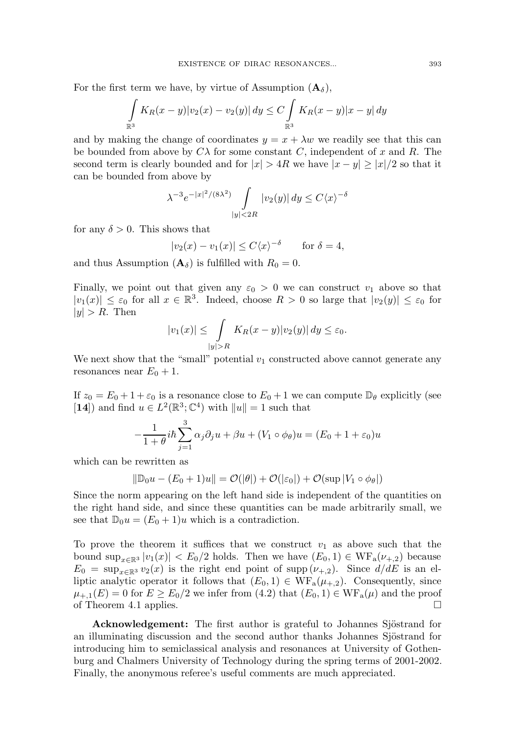For the first term we have, by virtue of Assumption $(\mathbf{A}_\delta)$,

$$\int_{\mathbb{R}^3} K_R(x-y)|v_2(x)-v_2(y)|\,dy \le C\int_{\mathbb{R}^3} K_R(x-y)|x-y|\,dy$$

and by making the change of coordinates $y = x + \lambda w$ we readily see that this can be bounded from above by $C\lambda$ for some constant $C$, independent of $x$ and $R$. The second term is clearly bounded and for $|x| > 4R$ we have $|x-y| \ge |x|/2$ so that it can be bounded from above by

$$\lambda^{-3}e^{-|x|^2/(8\lambda^2)}\int_{|y|<2R}|v_2(y)|\,dy \le C\langle x\rangle^{-\delta}$$

for any $\delta > 0$. This shows that

$$|v_2(x) - v_1(x)| \le C\langle x\rangle^{-\delta} \qquad \text{for } \delta = 4,$$

and thus Assumption $(\mathbf{A}_\delta)$ is fulfilled with $R_0 = 0$.

Finally, we point out that given any $\varepsilon_0 > 0$ we can construct $v_1$ above so that $|v_1(x)| \le \varepsilon_0$ for all $x \in \mathbb{R}^3$. Indeed, choose $R > 0$ so large that $|v_2(y)| \le \varepsilon_0$ for $|y| > R$. Then

$$|v_1(x)| \le \int_{|y|>R} K_R(x-y)|v_2(y)|\,dy \le \varepsilon_0.$$

We next show that the "small" potential $v_1$ constructed above cannot generate any resonances near $E_0 + 1$.

If $z_0 = E_0 + 1 + \varepsilon_0$ is a resonance close to $E_0 + 1$ we can compute $\mathbb{D}_\theta$ explicitly (see [**14**]) and find $u \in L^2(\mathbb{R}^3;\mathbb{C}^4)$ with $\|u\| = 1$ such that

$$-\frac{1}{1+\theta}i\hbar\sum_{j=1}^{3}\alpha_j\partial_j u + \beta u + (V_1\circ\phi_\theta)u = (E_0 + 1 + \varepsilon_0)u$$

which can be rewritten as

$$\|\mathbb{D}_0 u - (E_0+1)u\| = \mathcal{O}(|\theta|) + \mathcal{O}(|\varepsilon_0|) + \mathcal{O}(\sup|V_1\circ\phi_\theta|)$$

Since the norm appearing on the left hand side is independent of the quantities on the right hand side, and since these quantities can be made arbitrarily small, we see that $\mathbb{D}_0 u = (E_0+1)u$ which is a contradiction.

To prove the theorem it suffices that we construct $v_1$ as above such that the bound $\sup_{x\in\mathbb{R}^3}|v_1(x)| < E_0/2$ holds. Then we have $(E_0, 1) \in \mathrm{WF_a}(\nu_{+,2})$ because $E_0 = \sup_{x\in\mathbb{R}^3} v_2(x)$ is the right end point of $\mathrm{supp}\,(\nu_{+,2})$. Since $d/dE$ is an elliptic analytic operator it follows that $(E_0, 1) \in \mathrm{WF_a}(\mu_{+,2})$. Consequently, since $\mu_{+,1}(E) = 0$ for $E \ge E_0/2$ we infer from (4.2) that $(E_0, 1) \in \mathrm{WF_a}(\mu)$ and the proof of Theorem 4.1 applies. $\square$

**Acknowledgement:** The first author is grateful to Johannes Sjöstrand for an illuminating discussion and the second author thanks Johannes Sjöstrand for introducing him to semiclassical analysis and resonances at University of Gothenburg and Chalmers University of Technology during the spring terms of 2001-2002. Finally, the anonymous referee's useful comments are much appreciated.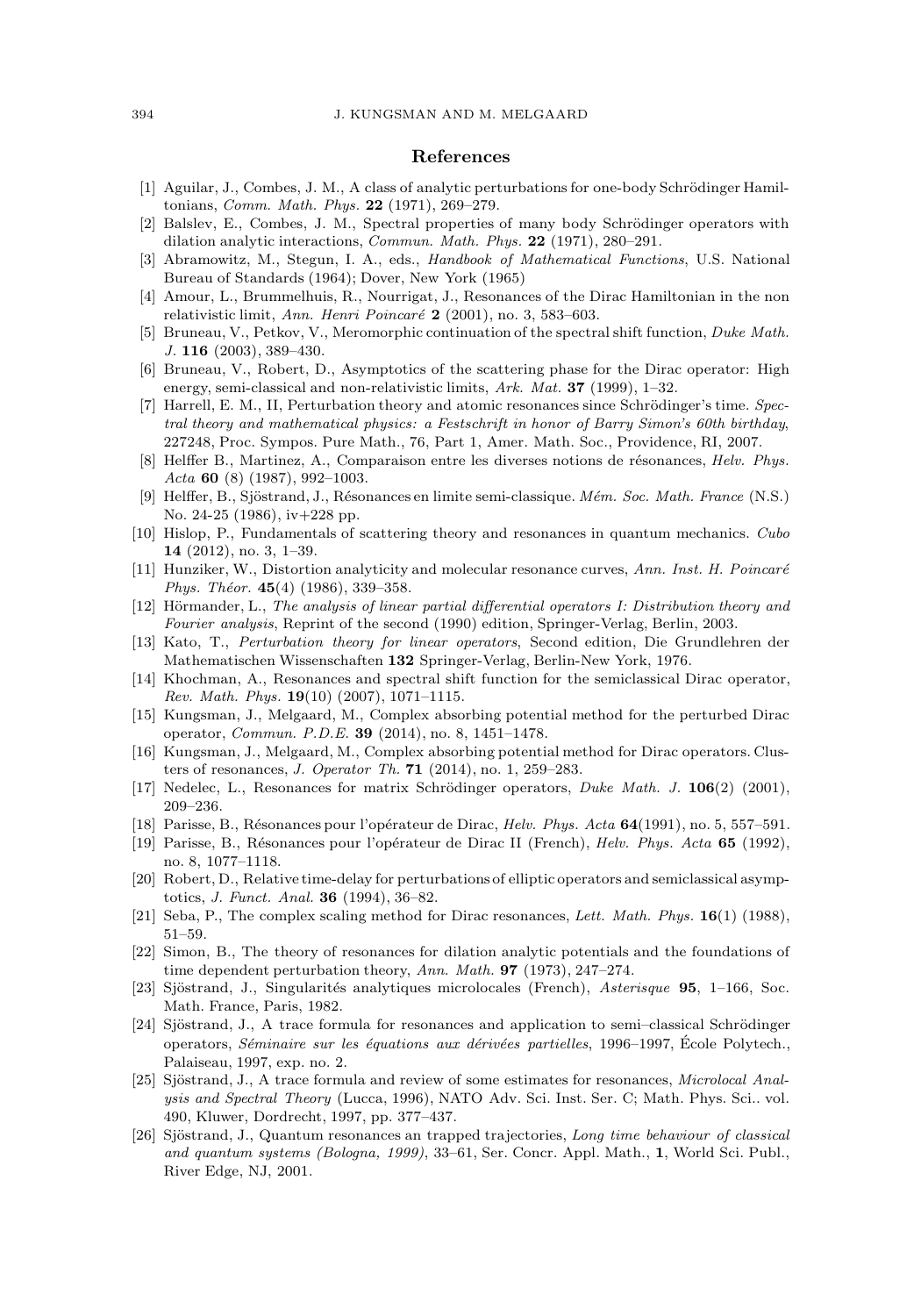## References

[1] Aguilar, J., Combes, J. M., A class of analytic perturbations for one-body Schrödinger Hamiltonians, *Comm. Math. Phys.* **22** (1971), 269–279.

[2] Balslev, E., Combes, J. M., Spectral properties of many body Schrödinger operators with dilation analytic interactions, *Commun. Math. Phys.* **22** (1971), 280–291.

[3] Abramowitz, M., Stegun, I. A., eds., *Handbook of Mathematical Functions*, U.S. National Bureau of Standards (1964); Dover, New York (1965)

[4] Amour, L., Brummelhuis, R., Nourrigat, J., Resonances of the Dirac Hamiltonian in the non relativistic limit, *Ann. Henri Poincaré* **2** (2001), no. 3, 583–603.

[5] Bruneau, V., Petkov, V., Meromorphic continuation of the spectral shift function, *Duke Math. J.* **116** (2003), 389–430.

[6] Bruneau, V., Robert, D., Asymptotics of the scattering phase for the Dirac operator: High energy, semi-classical and non-relativistic limits, *Ark. Mat.* **37** (1999), 1–32.

[7] Harrell, E. M., II, Perturbation theory and atomic resonances since Schrödinger's time. *Spectral theory and mathematical physics: a Festschrift in honor of Barry Simon's 60th birthday*, 227248, Proc. Sympos. Pure Math., 76, Part 1, Amer. Math. Soc., Providence, RI, 2007.

[8] Helffer B., Martinez, A., Comparaison entre les diverses notions de résonances, *Helv. Phys. Acta* **60** (8) (1987), 992–1003.

[9] Helffer, B., Sjöstrand, J., Résonances en limite semi-classique. *Mém. Soc. Math. France* (N.S.) No. 24-25 (1986), iv+228 pp.

[10] Hislop, P., Fundamentals of scattering theory and resonances in quantum mechanics. *Cubo* **14** (2012), no. 3, 1–39.

[11] Hunziker, W., Distortion analyticity and molecular resonance curves, *Ann. Inst. H. Poincaré Phys. Théor.* **45**(4) (1986), 339–358.

[12] Hörmander, L., *The analysis of linear partial differential operators I: Distribution theory and Fourier analysis*, Reprint of the second (1990) edition, Springer-Verlag, Berlin, 2003.

[13] Kato, T., *Perturbation theory for linear operators*, Second edition, Die Grundlehren der Mathematischen Wissenschaften **132** Springer-Verlag, Berlin-New York, 1976.

[14] Khochman, A., Resonances and spectral shift function for the semiclassical Dirac operator, *Rev. Math. Phys.* **19**(10) (2007), 1071–1115.

[15] Kungsman, J., Melgaard, M., Complex absorbing potential method for the perturbed Dirac operator, *Commun. P.D.E.* **39** (2014), no. 8, 1451–1478.

[16] Kungsman, J., Melgaard, M., Complex absorbing potential method for Dirac operators. Clusters of resonances, *J. Operator Th.* **71** (2014), no. 1, 259–283.

[17] Nedelec, L., Resonances for matrix Schrödinger operators, *Duke Math. J.* **106**(2) (2001), 209–236.

[18] Parisse, B., Résonances pour l'opérateur de Dirac, *Helv. Phys. Acta* **64**(1991), no. 5, 557–591.

[19] Parisse, B., Résonances pour l'opérateur de Dirac II (French), *Helv. Phys. Acta* **65** (1992), no. 8, 1077–1118.

[20] Robert, D., Relative time-delay for perturbations of elliptic operators and semiclassical asymptotics, *J. Funct. Anal.* **36** (1994), 36–82.

[21] Seba, P., The complex scaling method for Dirac resonances, *Lett. Math. Phys.* **16**(1) (1988), 51–59.

[22] Simon, B., The theory of resonances for dilation analytic potentials and the foundations of time dependent perturbation theory, *Ann. Math.* **97** (1973), 247–274.

[23] Sjöstrand, J., Singularités analytiques microlocales (French), *Asterisque* **95**, 1–166, Soc. Math. France, Paris, 1982.

[24] Sjöstrand, J., A trace formula for resonances and application to semi–classical Schrödinger operators, *Séminaire sur les équations aux dérivées partielles*, 1996–1997, École Polytech., Palaiseau, 1997, exp. no. 2.

[25] Sjöstrand, J., A trace formula and review of some estimates for resonances, *Microlocal Analysis and Spectral Theory* (Lucca, 1996), NATO Adv. Sci. Inst. Ser. C; Math. Phys. Sci.. vol. 490, Kluwer, Dordrecht, 1997, pp. 377–437.

[26] Sjöstrand, J., Quantum resonances an trapped trajectories, *Long time behaviour of classical and quantum systems (Bologna, 1999)*, 33–61, Ser. Concr. Appl. Math., **1**, World Sci. Publ., River Edge, NJ, 2001.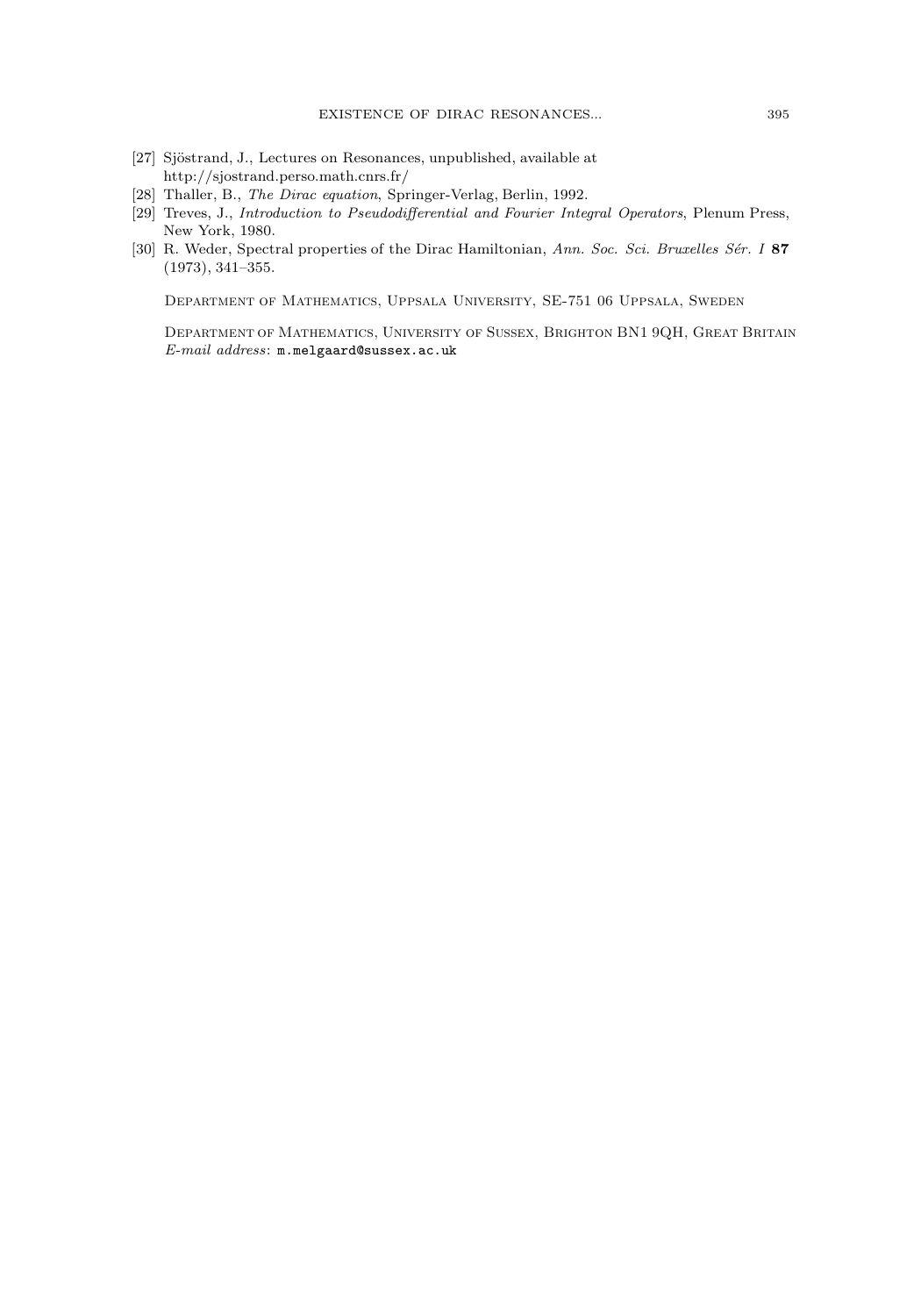[27] Sjöstrand, J., Lectures on Resonances, unpublished, available at http://sjostrand.perso.math.cnrs.fr/

[28] Thaller, B., *The Dirac equation*, Springer-Verlag, Berlin, 1992.

[29] Treves, J., *Introduction to Pseudodifferential and Fourier Integral Operators*, Plenum Press, New York, 1980.

[30] R. Weder, Spectral properties of the Dirac Hamiltonian, *Ann. Soc. Sci. Bruxelles Sér. I* **87** (1973), 341–355.

Department of Mathematics, Uppsala University, SE-751 06 Uppsala, Sweden

Department of Mathematics, University of Sussex, Brighton BN1 9QH, Great Britain
*E-mail address*: `m.melgaard@sussex.ac.uk`